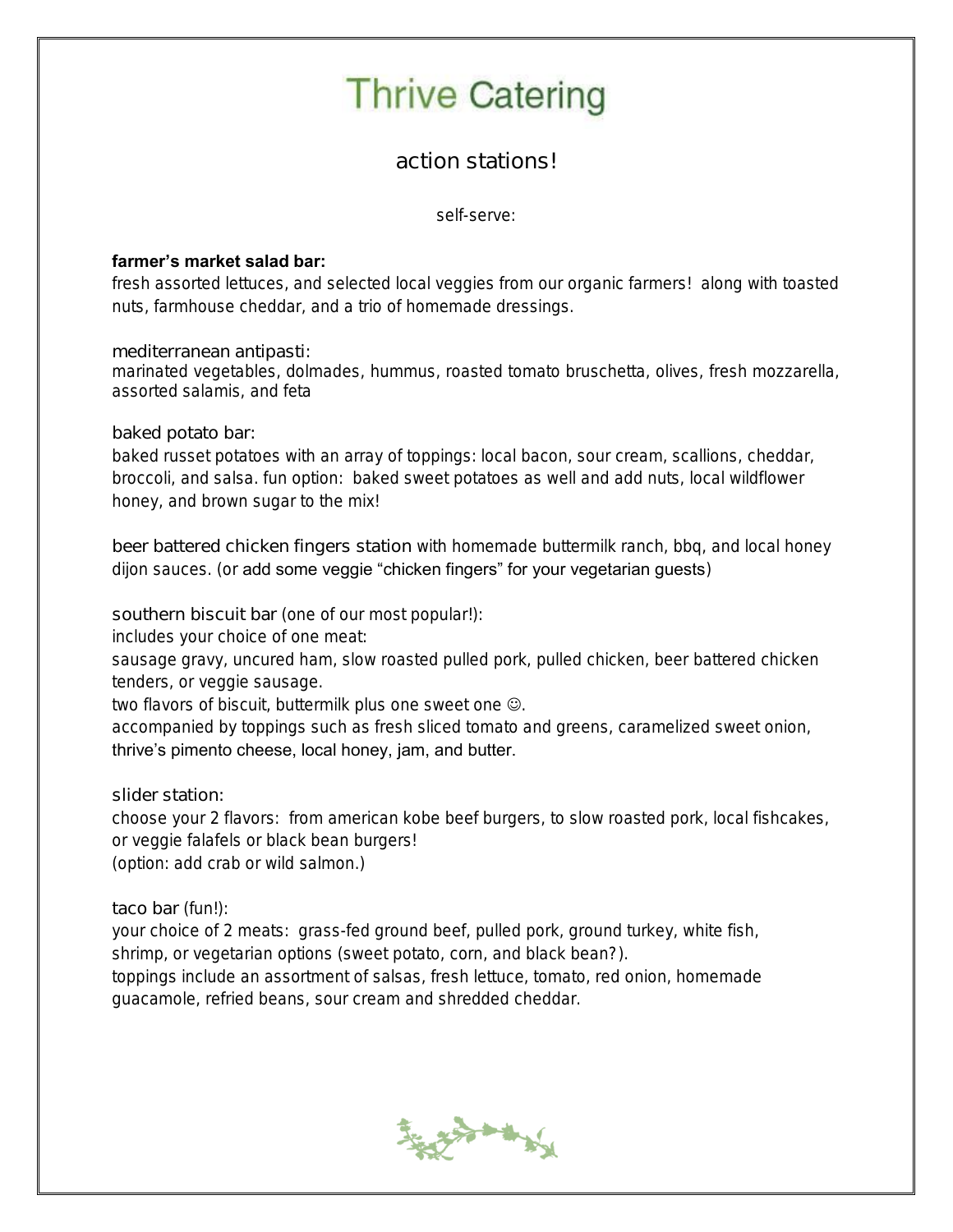# Thrive Catering

## action stations!

self-serve:

**farmer's market salad bar:**
fresh assorted lettuces, and selected local veggies from our organic farmers! along with toasted nuts, farmhouse cheddar, and a trio of homemade dressings.

mediterranean antipasti:
marinated vegetables, dolmades, hummus, roasted tomato bruschetta, olives, fresh mozzarella, assorted salamis, and feta

baked potato bar:
baked russet potatoes with an array of toppings: local bacon, sour cream, scallions, cheddar, broccoli, and salsa. fun option: baked sweet potatoes as well and add nuts, local wildflower honey, and brown sugar to the mix!

beer battered chicken fingers station with homemade buttermilk ranch, bbq, and local honey dijon sauces. (or add some veggie "chicken fingers" for your vegetarian guests)

southern biscuit bar (one of our most popular!):
includes your choice of one meat:
sausage gravy, uncured ham, slow roasted pulled pork, pulled chicken, beer battered chicken tenders, or veggie sausage.
two flavors of biscuit, buttermilk plus one sweet one ☺.
accompanied by toppings such as fresh sliced tomato and greens, caramelized sweet onion, thrive's pimento cheese, local honey, jam, and butter.

slider station:
choose your 2 flavors: from american kobe beef burgers, to slow roasted pork, local fishcakes, or veggie falafels or black bean burgers!
(option: add crab or wild salmon.)

taco bar (fun!):
your choice of 2 meats: grass-fed ground beef, pulled pork, ground turkey, white fish, shrimp, or vegetarian options (sweet potato, corn, and black bean?).
toppings include an assortment of salsas, fresh lettuce, tomato, red onion, homemade guacamole, refried beans, sour cream and shredded cheddar.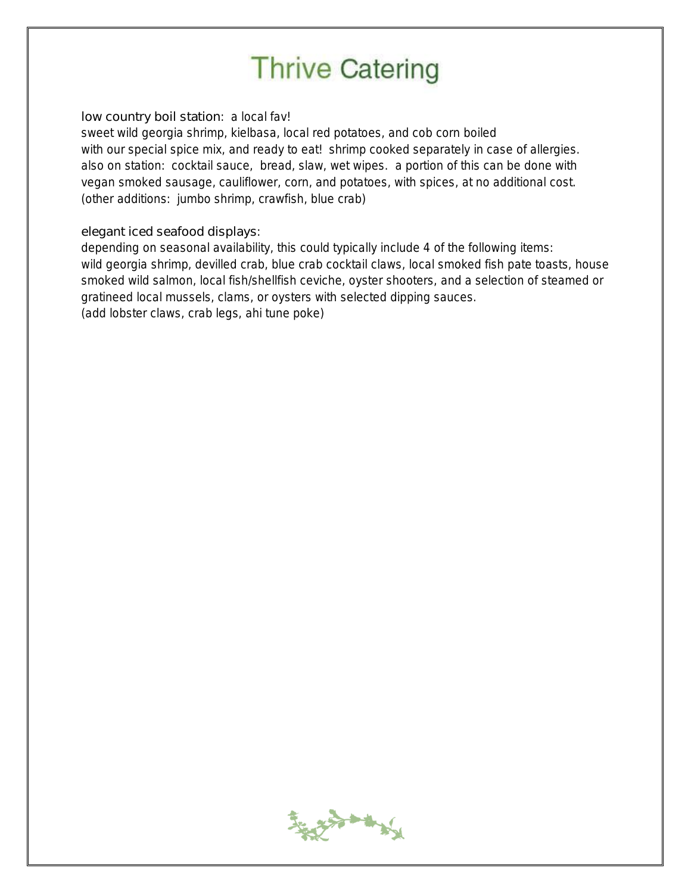# Thrive Catering

**low country boil station:** a local fav!
sweet wild georgia shrimp, kielbasa, local red potatoes, and cob corn boiled with our special spice mix, and ready to eat! shrimp cooked separately in case of allergies. also on station: cocktail sauce, bread, slaw, wet wipes. a portion of this can be done with vegan smoked sausage, cauliflower, corn, and potatoes, with spices, at no additional cost.
(other additions: jumbo shrimp, crawfish, blue crab)

**elegant iced seafood displays:**
depending on seasonal availability, this could typically include 4 of the following items:
wild georgia shrimp, devilled crab, blue crab cocktail claws, local smoked fish pate toasts, house smoked wild salmon, local fish/shellfish ceviche, oyster shooters, and a selection of steamed or gratineed local mussels, clams, or oysters with selected dipping sauces.
(add lobster claws, crab legs, ahi tune poke)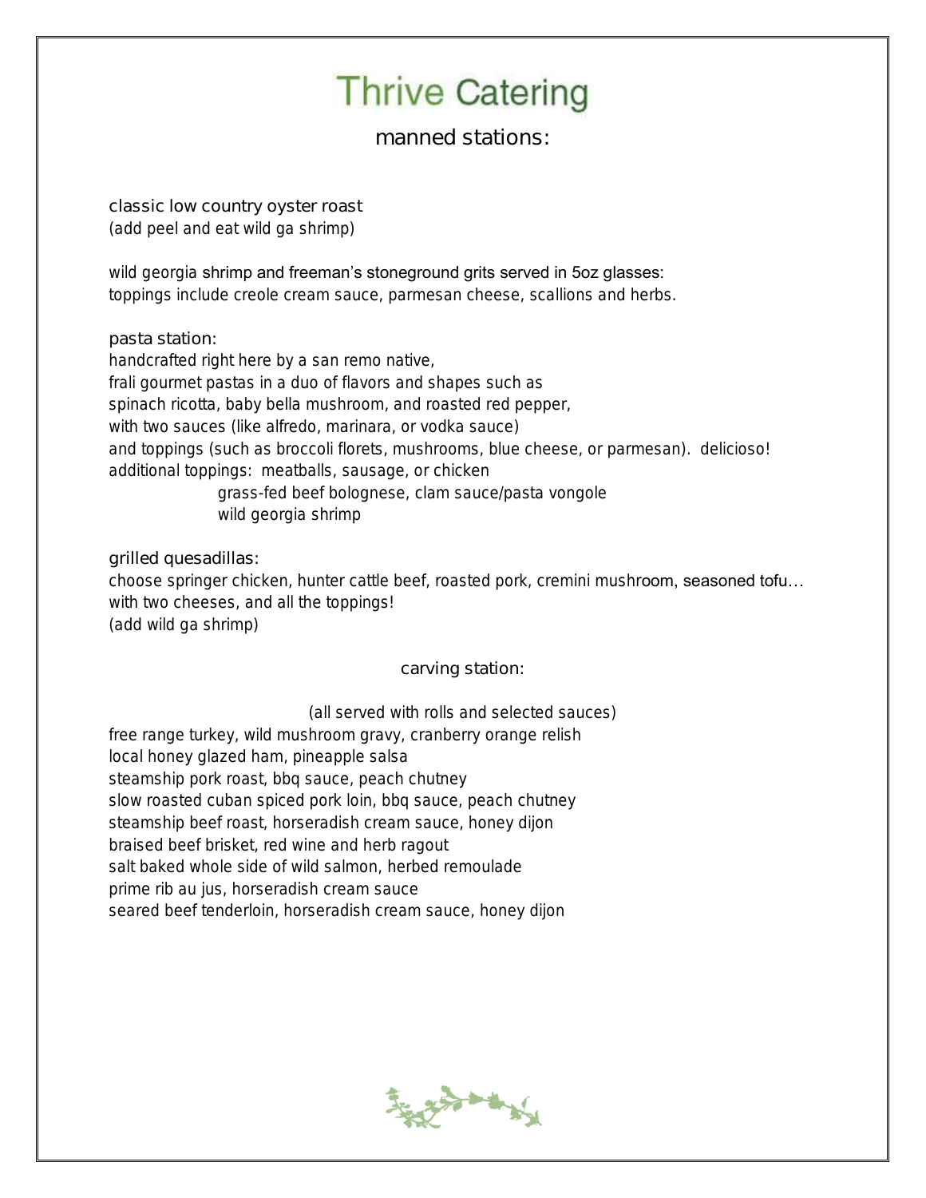# Thrive Catering

## manned stations:

**classic low country oyster roast**
(add peel and eat wild ga shrimp)

wild georgia shrimp and freeman's stoneground grits served in 5oz glasses:
toppings include creole cream sauce, parmesan cheese, scallions and herbs.

**pasta station:**
handcrafted right here by a san remo native,
frali gourmet pastas in a duo of flavors and shapes such as
spinach ricotta, baby bella mushroom, and roasted red pepper,
with two sauces (like alfredo, marinara, or vodka sauce)
and toppings (such as broccoli florets, mushrooms, blue cheese, or parmesan). delicioso!
additional toppings: meatballs, sausage, or chicken
grass-fed beef bolognese, clam sauce/pasta vongole
wild georgia shrimp

**grilled quesadillas:**
choose springer chicken, hunter cattle beef, roasted pork, cremini mushroom, seasoned tofu…
with two cheeses, and all the toppings!
(add wild ga shrimp)

### carving station:

(all served with rolls and selected sauces)

free range turkey, wild mushroom gravy, cranberry orange relish
local honey glazed ham, pineapple salsa
steamship pork roast, bbq sauce, peach chutney
slow roasted cuban spiced pork loin, bbq sauce, peach chutney
steamship beef roast, horseradish cream sauce, honey dijon
braised beef brisket, red wine and herb ragout
salt baked whole side of wild salmon, herbed remoulade
prime rib au jus, horseradish cream sauce
seared beef tenderloin, horseradish cream sauce, honey dijon